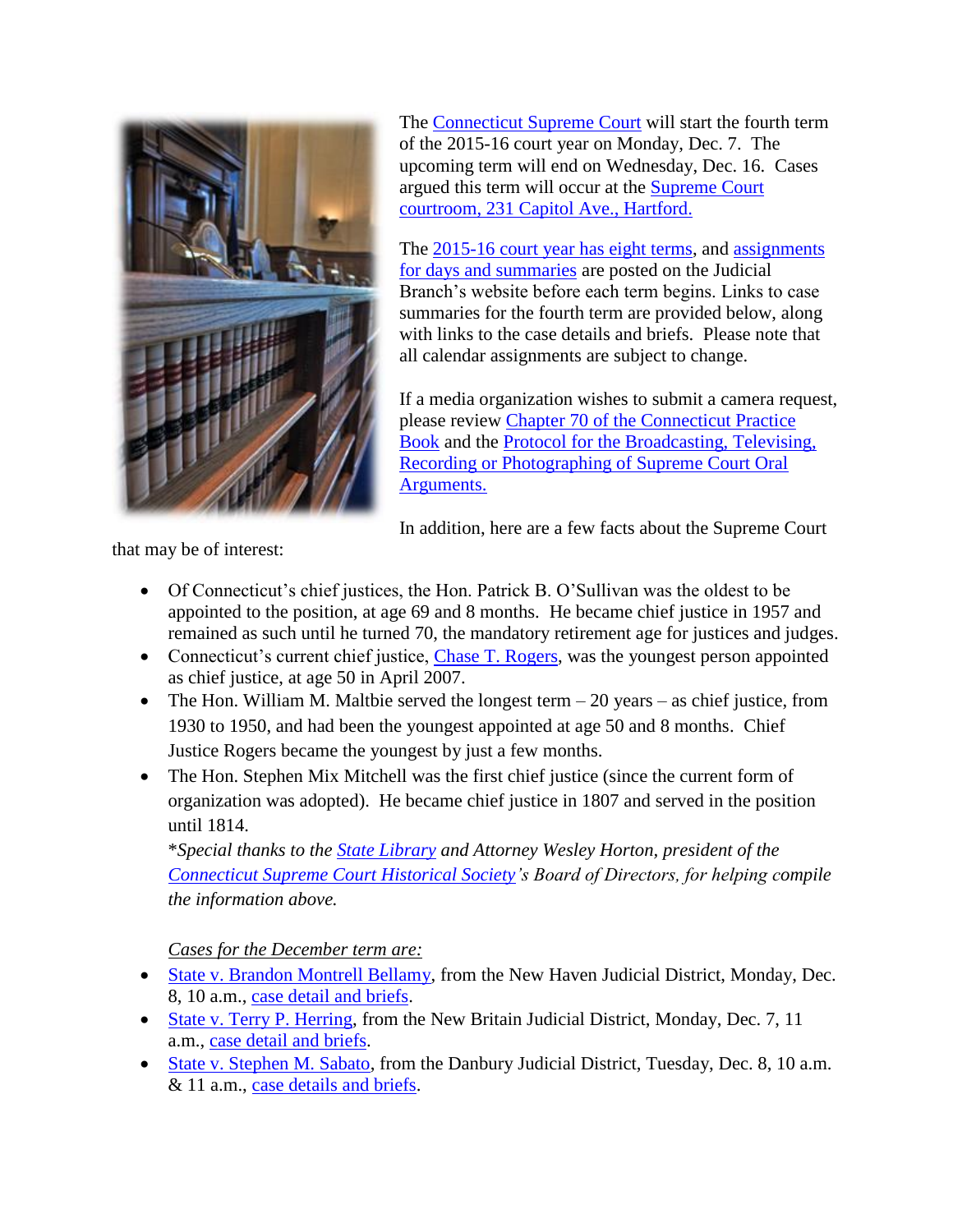The Connecticut Supreme Court will start the fourth term of the 2015-16 court year on Monday, Dec. 7. The upcoming term will end on Wednesday, Dec. 16. Cases argued this term will occur at the Supreme Court courtroom, 231 Capitol Ave., Hartford.

The 2015-16 court year has eight terms, and assignments for days and summaries are posted on the Judicial Branch's website before each term begins. Links to case summaries for the fourth term are provided below, along with links to the case details and briefs. Please note that all calendar assignments are subject to change.

If a media organization wishes to submit a camera request, please review Chapter 70 of the Connecticut Practice Book and the Protocol for the Broadcasting, Televising, Recording or Photographing of Supreme Court Oral Arguments.

In addition, here are a few facts about the Supreme Court that may be of interest:

- Of Connecticut's chief justices, the Hon. Patrick B. O'Sullivan was the oldest to be appointed to the position, at age 69 and 8 months. He became chief justice in 1957 and remained as such until he turned 70, the mandatory retirement age for justices and judges.
- Connecticut's current chief justice, Chase T. Rogers, was the youngest person appointed as chief justice, at age 50 in April 2007.
- The Hon. William M. Maltbie served the longest term – 20 years – as chief justice, from 1930 to 1950, and had been the youngest appointed at age 50 and 8 months. Chief Justice Rogers became the youngest by just a few months.
- The Hon. Stephen Mix Mitchell was the first chief justice (since the current form of organization was adopted). He became chief justice in 1807 and served in the position until 1814.

  *Special thanks to the State Library and Attorney Wesley Horton, president of the Connecticut Supreme Court Historical Society's Board of Directors, for helping compile the information above.*

  *Cases for the December term are:*

- State v. Brandon Montrell Bellamy, from the New Haven Judicial District, Monday, Dec. 8, 10 a.m., case detail and briefs.
- State v. Terry P. Herring, from the New Britain Judicial District, Monday, Dec. 7, 11 a.m., case detail and briefs.
- State v. Stephen M. Sabato, from the Danbury Judicial District, Tuesday, Dec. 8, 10 a.m. & 11 a.m., case details and briefs.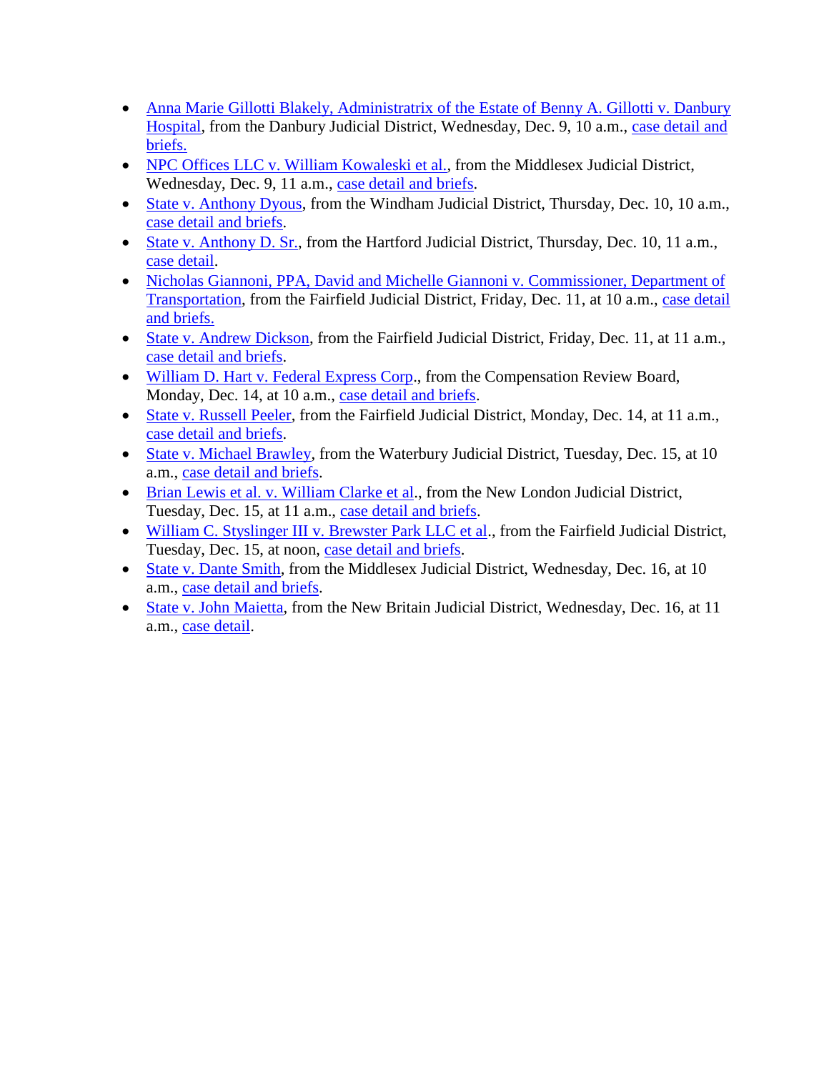- Anna Marie Gillotti Blakely, Administratrix of the Estate of Benny A. Gillotti v. Danbury Hospital, from the Danbury Judicial District, Wednesday, Dec. 9, 10 a.m., case detail and briefs.
- NPC Offices LLC v. William Kowaleski et al., from the Middlesex Judicial District, Wednesday, Dec. 9, 11 a.m., case detail and briefs.
- State v. Anthony Dyous, from the Windham Judicial District, Thursday, Dec. 10, 10 a.m., case detail and briefs.
- State v. Anthony D. Sr., from the Hartford Judicial District, Thursday, Dec. 10, 11 a.m., case detail.
- Nicholas Giannoni, PPA, David and Michelle Giannoni v. Commissioner, Department of Transportation, from the Fairfield Judicial District, Friday, Dec. 11, at 10 a.m., case detail and briefs.
- State v. Andrew Dickson, from the Fairfield Judicial District, Friday, Dec. 11, at 11 a.m., case detail and briefs.
- William D. Hart v. Federal Express Corp., from the Compensation Review Board, Monday, Dec. 14, at 10 a.m., case detail and briefs.
- State v. Russell Peeler, from the Fairfield Judicial District, Monday, Dec. 14, at 11 a.m., case detail and briefs.
- State v. Michael Brawley, from the Waterbury Judicial District, Tuesday, Dec. 15, at 10 a.m., case detail and briefs.
- Brian Lewis et al. v. William Clarke et al., from the New London Judicial District, Tuesday, Dec. 15, at 11 a.m., case detail and briefs.
- William C. Styslinger III v. Brewster Park LLC et al., from the Fairfield Judicial District, Tuesday, Dec. 15, at noon, case detail and briefs.
- State v. Dante Smith, from the Middlesex Judicial District, Wednesday, Dec. 16, at 10 a.m., case detail and briefs.
- State v. John Maietta, from the New Britain Judicial District, Wednesday, Dec. 16, at 11 a.m., case detail.